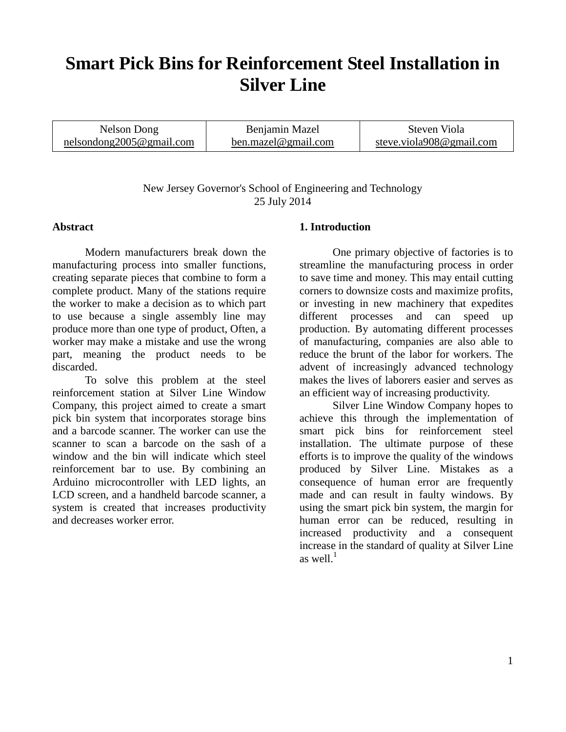# Smart Pick Bins for Reinforcement Steel Installation in Silver Line

| Nelson Dong | Benjamin Mazel | Steven Viola |
| --- | --- | --- |
| nelsondong2005@gmail.com | ben.mazel@gmail.com | steve.viola908@gmail.com |

New Jersey Governor's School of Engineering and Technology
25 July 2014

**Abstract**

Modern manufacturers break down the manufacturing process into smaller functions, creating separate pieces that combine to form a complete product. Many of the stations require the worker to make a decision as to which part to use because a single assembly line may produce more than one type of product, Often, a worker may make a mistake and use the wrong part, meaning the product needs to be discarded.

To solve this problem at the steel reinforcement station at Silver Line Window Company, this project aimed to create a smart pick bin system that incorporates storage bins and a barcode scanner. The worker can use the scanner to scan a barcode on the sash of a window and the bin will indicate which steel reinforcement bar to use. By combining an Arduino microcontroller with LED lights, an LCD screen, and a handheld barcode scanner, a system is created that increases productivity and decreases worker error.

## 1. Introduction

One primary objective of factories is to streamline the manufacturing process in order to save time and money. This may entail cutting corners to downsize costs and maximize profits, or investing in new machinery that expedites different processes and can speed up production. By automating different processes of manufacturing, companies are also able to reduce the brunt of the labor for workers. The advent of increasingly advanced technology makes the lives of laborers easier and serves as an efficient way of increasing productivity.

Silver Line Window Company hopes to achieve this through the implementation of smart pick bins for reinforcement steel installation. The ultimate purpose of these efforts is to improve the quality of the windows produced by Silver Line. Mistakes as a consequence of human error are frequently made and can result in faulty windows. By using the smart pick bin system, the margin for human error can be reduced, resulting in increased productivity and a consequent increase in the standard of quality at Silver Line as well.[1]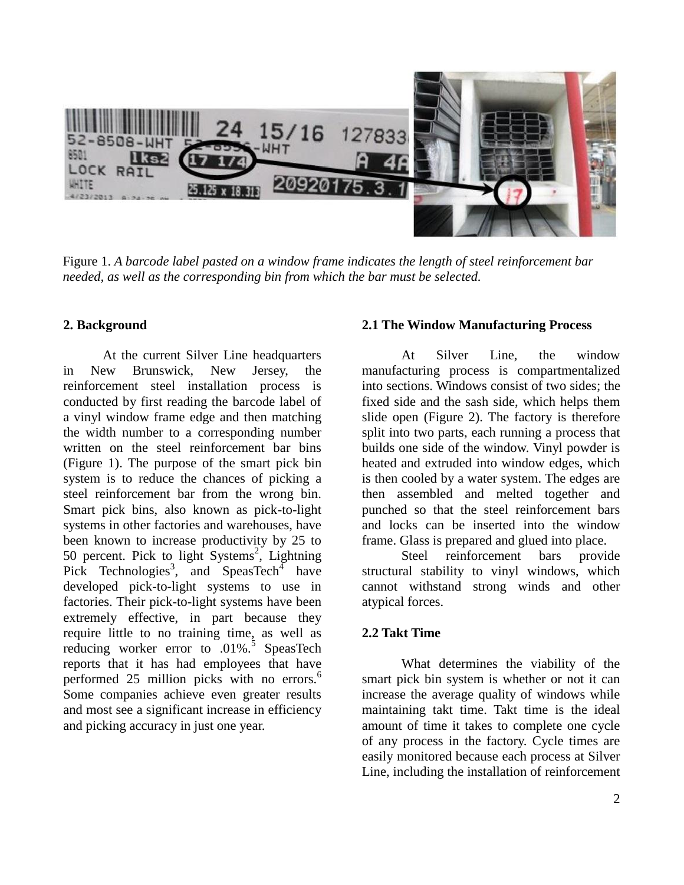Figure 1. *A barcode label pasted on a window frame indicates the length of steel reinforcement bar needed, as well as the corresponding bin from which the bar must be selected.*

## 2. Background

At the current Silver Line headquarters in New Brunswick, New Jersey, the reinforcement steel installation process is conducted by first reading the barcode label of a vinyl window frame edge and then matching the width number to a corresponding number written on the steel reinforcement bar bins (Figure 1). The purpose of the smart pick bin system is to reduce the chances of picking a steel reinforcement bar from the wrong bin. Smart pick bins, also known as pick-to-light systems in other factories and warehouses, have been known to increase productivity by 25 to 50 percent. Pick to light Systems[2], Lightning Pick Technologies[3], and SpeasTech[4] have developed pick-to-light systems to use in factories. Their pick-to-light systems have been extremely effective, in part because they require little to no training time, as well as reducing worker error to .01%.[5] SpeasTech reports that it has had employees that have performed 25 million picks with no errors.[6] Some companies achieve even greater results and most see a significant increase in efficiency and picking accuracy in just one year.

### 2.1 The Window Manufacturing Process

At Silver Line, the window manufacturing process is compartmentalized into sections. Windows consist of two sides; the fixed side and the sash side, which helps them slide open (Figure 2). The factory is therefore split into two parts, each running a process that builds one side of the window. Vinyl powder is heated and extruded into window edges, which is then cooled by a water system. The edges are then assembled and melted together and punched so that the steel reinforcement bars and locks can be inserted into the window frame. Glass is prepared and glued into place.

Steel reinforcement bars provide structural stability to vinyl windows, which cannot withstand strong winds and other atypical forces.

### 2.2 Takt Time

What determines the viability of the smart pick bin system is whether or not it can increase the average quality of windows while maintaining takt time. Takt time is the ideal amount of time it takes to complete one cycle of any process in the factory. Cycle times are easily monitored because each process at Silver Line, including the installation of reinforcement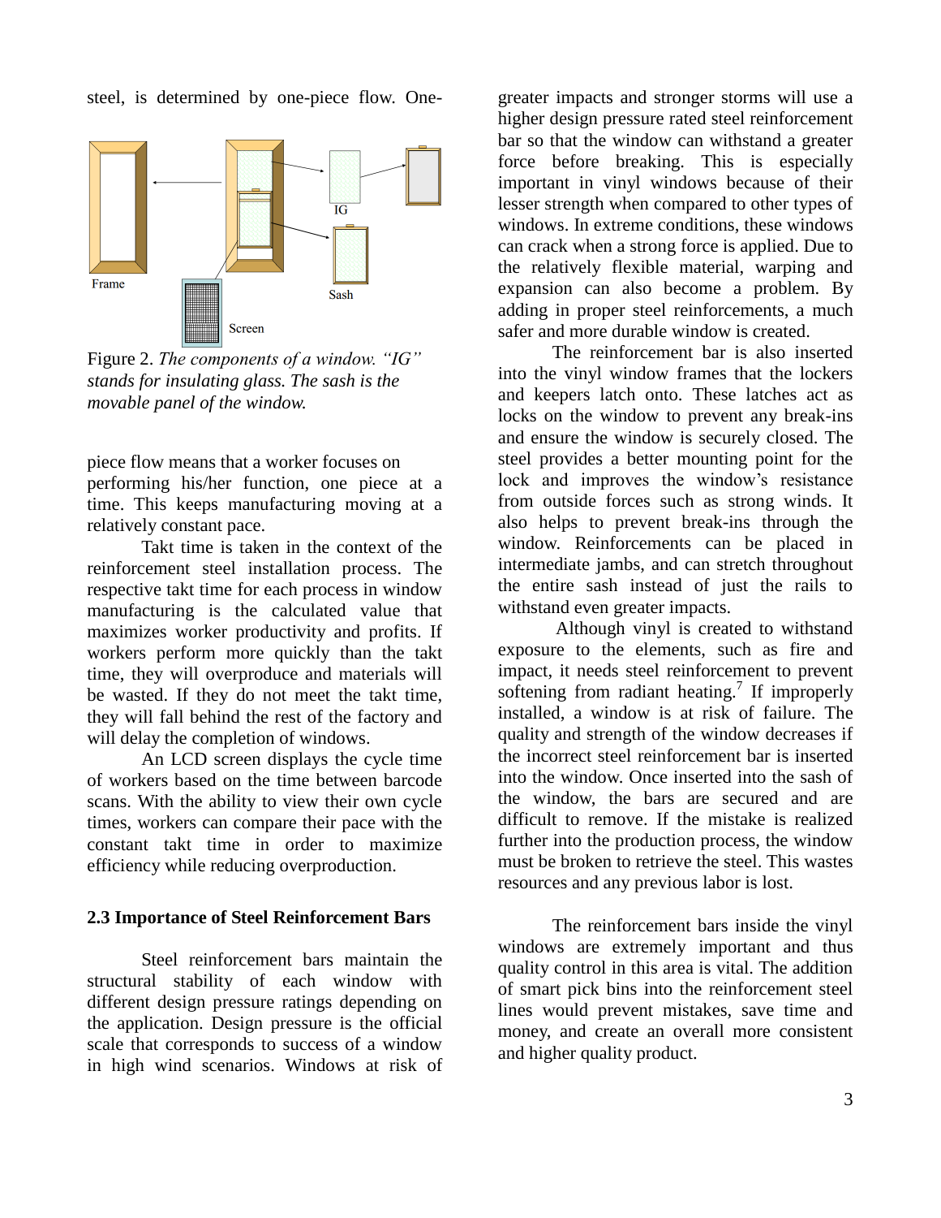steel, is determined by one-piece flow. One-piece flow means that a worker focuses on performing his/her function, one piece at a time. This keeps manufacturing moving at a relatively constant pace.

Figure 2. *The components of a window. "IG" stands for insulating glass. The sash is the movable panel of the window.*

Takt time is taken in the context of the reinforcement steel installation process. The respective takt time for each process in window manufacturing is the calculated value that maximizes worker productivity and profits. If workers perform more quickly than the takt time, they will overproduce and materials will be wasted. If they do not meet the takt time, they will fall behind the rest of the factory and will delay the completion of windows.

An LCD screen displays the cycle time of workers based on the time between barcode scans. With the ability to view their own cycle times, workers can compare their pace with the constant takt time in order to maximize efficiency while reducing overproduction.

### 2.3 Importance of Steel Reinforcement Bars

Steel reinforcement bars maintain the structural stability of each window with different design pressure ratings depending on the application. Design pressure is the official scale that corresponds to success of a window in high wind scenarios. Windows at risk of greater impacts and stronger storms will use a higher design pressure rated steel reinforcement bar so that the window can withstand a greater force before breaking. This is especially important in vinyl windows because of their lesser strength when compared to other types of windows. In extreme conditions, these windows can crack when a strong force is applied. Due to the relatively flexible material, warping and expansion can also become a problem. By adding in proper steel reinforcements, a much safer and more durable window is created.

The reinforcement bar is also inserted into the vinyl window frames that the lockers and keepers latch onto. These latches act as locks on the window to prevent any break-ins and ensure the window is securely closed. The steel provides a better mounting point for the lock and improves the window's resistance from outside forces such as strong winds. It also helps to prevent break-ins through the window. Reinforcements can be placed in intermediate jambs, and can stretch throughout the entire sash instead of just the rails to withstand even greater impacts.

Although vinyl is created to withstand exposure to the elements, such as fire and impact, it needs steel reinforcement to prevent softening from radiant heating.[7] If improperly installed, a window is at risk of failure. The quality and strength of the window decreases if the incorrect steel reinforcement bar is inserted into the window. Once inserted into the sash of the window, the bars are secured and are difficult to remove. If the mistake is realized further into the production process, the window must be broken to retrieve the steel. This wastes resources and any previous labor is lost.

The reinforcement bars inside the vinyl windows are extremely important and thus quality control in this area is vital. The addition of smart pick bins into the reinforcement steel lines would prevent mistakes, save time and money, and create an overall more consistent and higher quality product.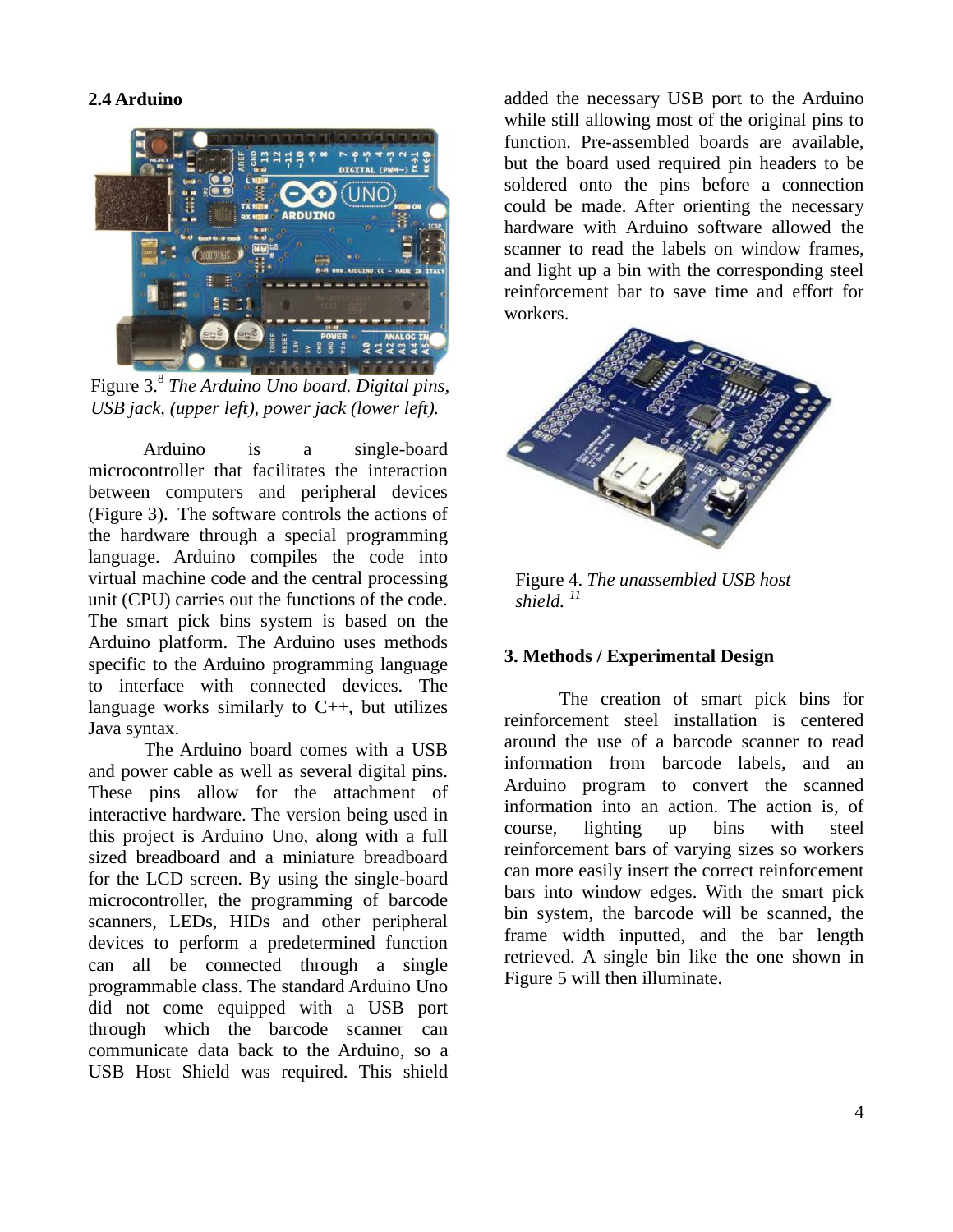### 2.4 Arduino

Figure 3.[8] *The Arduino Uno board. Digital pins, USB jack, (upper left), power jack (lower left).*

Arduino is a single-board microcontroller that facilitates the interaction between computers and peripheral devices (Figure 3). The software controls the actions of the hardware through a special programming language. Arduino compiles the code into virtual machine code and the central processing unit (CPU) carries out the functions of the code. The smart pick bins system is based on the Arduino platform. The Arduino uses methods specific to the Arduino programming language to interface with connected devices. The language works similarly to C++, but utilizes Java syntax.

The Arduino board comes with a USB and power cable as well as several digital pins. These pins allow for the attachment of interactive hardware. The version being used in this project is Arduino Uno, along with a full sized breadboard and a miniature breadboard for the LCD screen. By using the single-board microcontroller, the programming of barcode scanners, LEDs, HIDs and other peripheral devices to perform a predetermined function can all be connected through a single programmable class. The standard Arduino Uno did not come equipped with a USB port through which the barcode scanner can communicate data back to the Arduino, so a USB Host Shield was required. This shield added the necessary USB port to the Arduino while still allowing most of the original pins to function. Pre-assembled boards are available, but the board used required pin headers to be soldered onto the pins before a connection could be made. After orienting the necessary hardware with Arduino software allowed the scanner to read the labels on window frames, and light up a bin with the corresponding steel reinforcement bar to save time and effort for workers.

Figure 4. *The unassembled USB host shield.* [11]

### 3. Methods / Experimental Design

The creation of smart pick bins for reinforcement steel installation is centered around the use of a barcode scanner to read information from barcode labels, and an Arduino program to convert the scanned information into an action. The action is, of course, lighting up bins with steel reinforcement bars of varying sizes so workers can more easily insert the correct reinforcement bars into window edges. With the smart pick bin system, the barcode will be scanned, the frame width inputted, and the bar length retrieved. A single bin like the one shown in Figure 5 will then illuminate.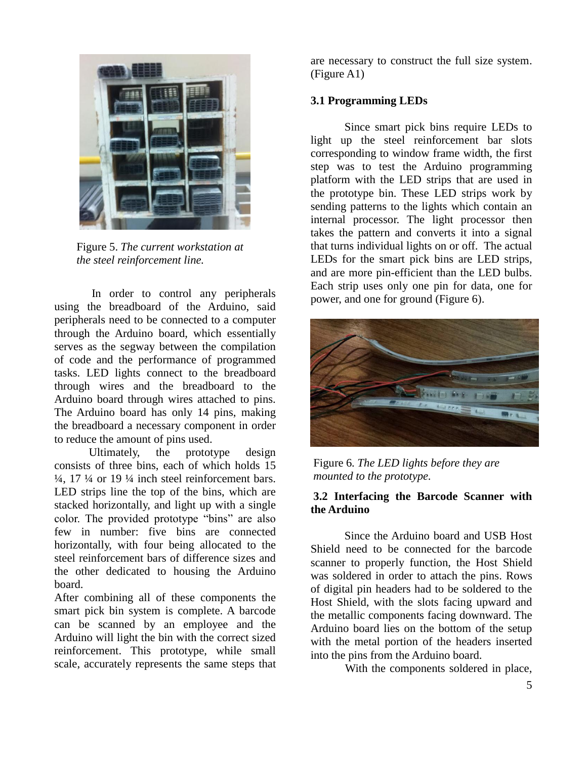Figure 5. *The current workstation at the steel reinforcement line.*

In order to control any peripherals using the breadboard of the Arduino, said peripherals need to be connected to a computer through the Arduino board, which essentially serves as the segway between the compilation of code and the performance of programmed tasks. LED lights connect to the breadboard through wires and the breadboard to the Arduino board through wires attached to pins. The Arduino board has only 14 pins, making the breadboard a necessary component in order to reduce the amount of pins used.

Ultimately, the prototype design consists of three bins, each of which holds 15 ¼, 17 ¼ or 19 ¼ inch steel reinforcement bars. LED strips line the top of the bins, which are stacked horizontally, and light up with a single color. The provided prototype "bins" are also few in number: five bins are connected horizontally, with four being allocated to the steel reinforcement bars of difference sizes and the other dedicated to housing the Arduino board.

After combining all of these components the smart pick bin system is complete. A barcode can be scanned by an employee and the Arduino will light the bin with the correct sized reinforcement. This prototype, while small scale, accurately represents the same steps that are necessary to construct the full size system. (Figure A1)

### 3.1 Programming LEDs

Since smart pick bins require LEDs to light up the steel reinforcement bar slots corresponding to window frame width, the first step was to test the Arduino programming platform with the LED strips that are used in the prototype bin. These LED strips work by sending patterns to the lights which contain an internal processor. The light processor then takes the pattern and converts it into a signal that turns individual lights on or off. The actual LEDs for the smart pick bins are LED strips, and are more pin-efficient than the LED bulbs. Each strip uses only one pin for data, one for power, and one for ground (Figure 6).

Figure 6. *The LED lights before they are mounted to the prototype.*

### 3.2 Interfacing the Barcode Scanner with the Arduino

Since the Arduino board and USB Host Shield need to be connected for the barcode scanner to properly function, the Host Shield was soldered in order to attach the pins. Rows of digital pin headers had to be soldered to the Host Shield, with the slots facing upward and the metallic components facing downward. The Arduino board lies on the bottom of the setup with the metal portion of the headers inserted into the pins from the Arduino board.

With the components soldered in place,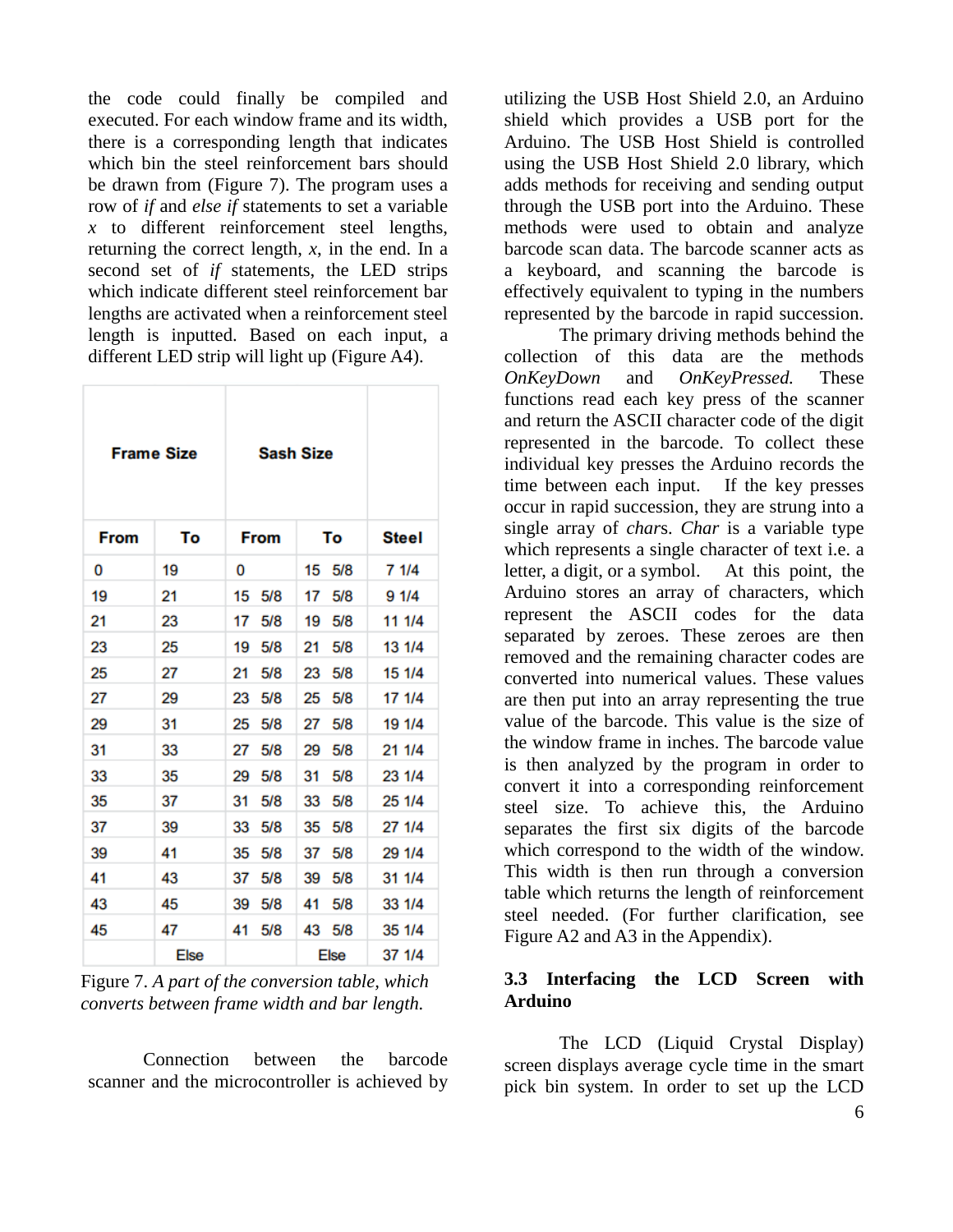the code could finally be compiled and executed. For each window frame and its width, there is a corresponding length that indicates which bin the steel reinforcement bars should be drawn from (Figure 7). The program uses a row of *if* and *else if* statements to set a variable *x* to different reinforcement steel lengths, returning the correct length, *x*, in the end. In a second set of *if* statements, the LED strips which indicate different steel reinforcement bar lengths are activated when a reinforcement steel length is inputted. Based on each input, a different LED strip will light up (Figure A4).

| Frame Size | | Sash Size | | |
|---|---|---|---|---|
| From | To | From | To | Steel |
| 0 | 19 | 0 | 15 5/8 | 7 1/4 |
| 19 | 21 | 15 5/8 | 17 5/8 | 9 1/4 |
| 21 | 23 | 17 5/8 | 19 5/8 | 11 1/4 |
| 23 | 25 | 19 5/8 | 21 5/8 | 13 1/4 |
| 25 | 27 | 21 5/8 | 23 5/8 | 15 1/4 |
| 27 | 29 | 23 5/8 | 25 5/8 | 17 1/4 |
| 29 | 31 | 25 5/8 | 27 5/8 | 19 1/4 |
| 31 | 33 | 27 5/8 | 29 5/8 | 21 1/4 |
| 33 | 35 | 29 5/8 | 31 5/8 | 23 1/4 |
| 35 | 37 | 31 5/8 | 33 5/8 | 25 1/4 |
| 37 | 39 | 33 5/8 | 35 5/8 | 27 1/4 |
| 39 | 41 | 35 5/8 | 37 5/8 | 29 1/4 |
| 41 | 43 | 37 5/8 | 39 5/8 | 31 1/4 |
| 43 | 45 | 39 5/8 | 41 5/8 | 33 1/4 |
| 45 | 47 | 41 5/8 | 43 5/8 | 35 1/4 |
| | Else | | Else | 37 1/4 |

Figure 7. *A part of the conversion table, which converts between frame width and bar length.*

Connection between the barcode scanner and the microcontroller is achieved by utilizing the USB Host Shield 2.0, an Arduino shield which provides a USB port for the Arduino. The USB Host Shield is controlled using the USB Host Shield 2.0 library, which adds methods for receiving and sending output through the USB port into the Arduino. These methods were used to obtain and analyze barcode scan data. The barcode scanner acts as a keyboard, and scanning the barcode is effectively equivalent to typing in the numbers represented by the barcode in rapid succession.

The primary driving methods behind the collection of this data are the methods *OnKeyDown* and *OnKeyPressed.* These functions read each key press of the scanner and return the ASCII character code of the digit represented in the barcode. To collect these individual key presses the Arduino records the time between each input. If the key presses occur in rapid succession, they are strung into a single array of *char*s. *Char* is a variable type which represents a single character of text i.e. a letter, a digit, or a symbol. At this point, the Arduino stores an array of characters, which represent the ASCII codes for the data separated by zeroes. These zeroes are then removed and the remaining character codes are converted into numerical values. These values are then put into an array representing the true value of the barcode. This value is the size of the window frame in inches. The barcode value is then analyzed by the program in order to convert it into a corresponding reinforcement steel size. To achieve this, the Arduino separates the first six digits of the barcode which correspond to the width of the window. This width is then run through a conversion table which returns the length of reinforcement steel needed. (For further clarification, see Figure A2 and A3 in the Appendix).

### 3.3 Interfacing the LCD Screen with Arduino

The LCD (Liquid Crystal Display) screen displays average cycle time in the smart pick bin system. In order to set up the LCD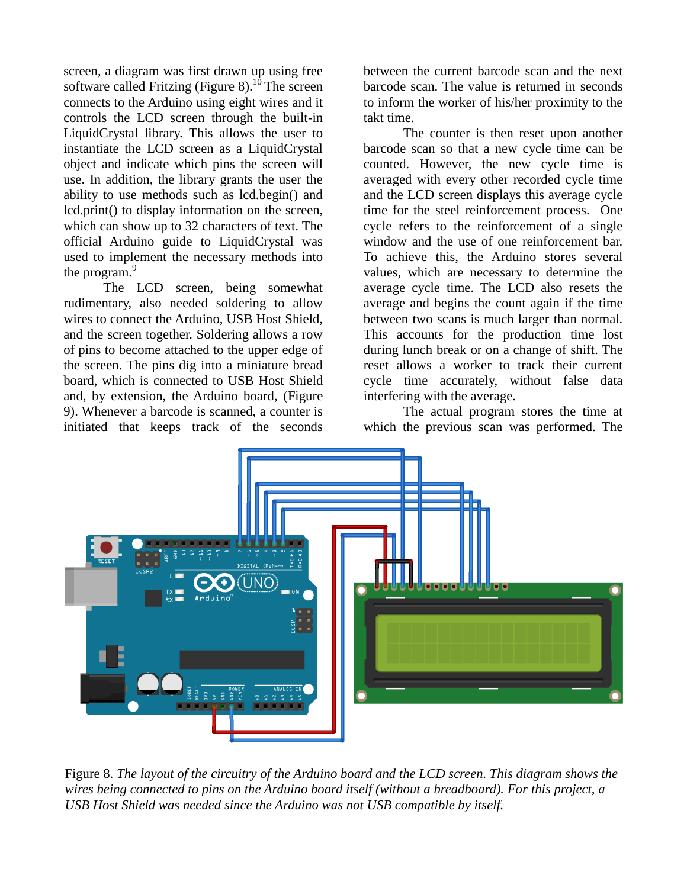screen, a diagram was first drawn up using free software called Fritzing (Figure 8).[10] The screen connects to the Arduino using eight wires and it controls the LCD screen through the built-in LiquidCrystal library. This allows the user to instantiate the LCD screen as a LiquidCrystal object and indicate which pins the screen will use. In addition, the library grants the user the ability to use methods such as lcd.begin() and lcd.print() to display information on the screen, which can show up to 32 characters of text. The official Arduino guide to LiquidCrystal was used to implement the necessary methods into the program.[9]

The LCD screen, being somewhat rudimentary, also needed soldering to allow wires to connect the Arduino, USB Host Shield, and the screen together. Soldering allows a row of pins to become attached to the upper edge of the screen. The pins dig into a miniature bread board, which is connected to USB Host Shield and, by extension, the Arduino board, (Figure 9). Whenever a barcode is scanned, a counter is initiated that keeps track of the seconds between the current barcode scan and the next barcode scan. The value is returned in seconds to inform the worker of his/her proximity to the takt time.

The counter is then reset upon another barcode scan so that a new cycle time can be counted. However, the new cycle time is averaged with every other recorded cycle time and the LCD screen displays this average cycle time for the steel reinforcement process. One cycle refers to the reinforcement of a single window and the use of one reinforcement bar. To achieve this, the Arduino stores several values, which are necessary to determine the average cycle time. The LCD also resets the average and begins the count again if the time between two scans is much larger than normal. This accounts for the production time lost during lunch break or on a change of shift. The reset allows a worker to track their current cycle time accurately, without false data interfering with the average.

The actual program stores the time at which the previous scan was performed. The

Figure 8. *The layout of the circuitry of the Arduino board and the LCD screen. This diagram shows the wires being connected to pins on the Arduino board itself (without a breadboard). For this project, a USB Host Shield was needed since the Arduino was not USB compatible by itself.*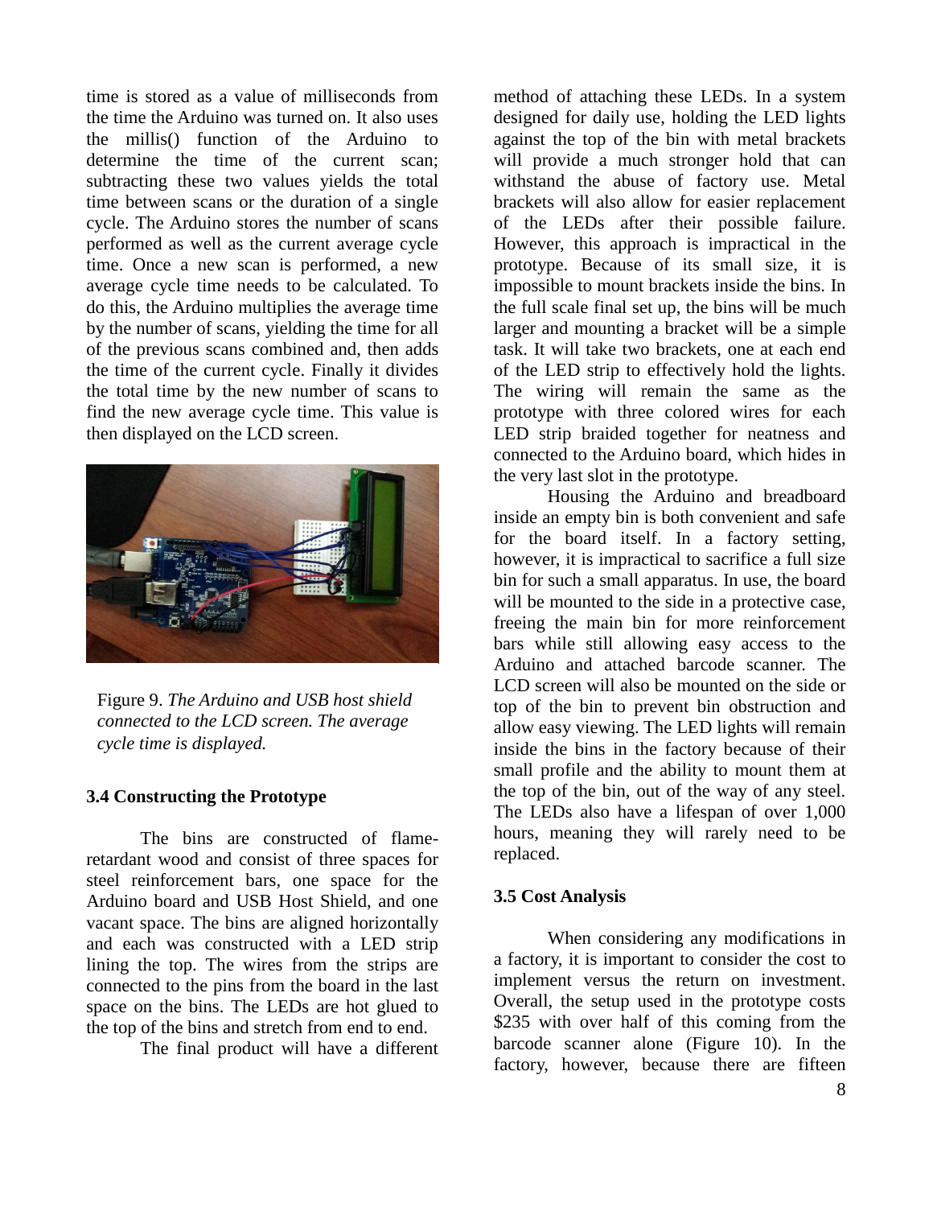time is stored as a value of milliseconds from the time the Arduino was turned on. It also uses the millis() function of the Arduino to determine the time of the current scan; subtracting these two values yields the total time between scans or the duration of a single cycle. The Arduino stores the number of scans performed as well as the current average cycle time. Once a new scan is performed, a new average cycle time needs to be calculated. To do this, the Arduino multiplies the average time by the number of scans, yielding the time for all of the previous scans combined and, then adds the time of the current cycle. Finally it divides the total time by the new number of scans to find the new average cycle time. This value is then displayed on the LCD screen.

Figure 9. *The Arduino and USB host shield connected to the LCD screen. The average cycle time is displayed.*

### 3.4 Constructing the Prototype

The bins are constructed of flame-retardant wood and consist of three spaces for steel reinforcement bars, one space for the Arduino board and USB Host Shield, and one vacant space. The bins are aligned horizontally and each was constructed with a LED strip lining the top. The wires from the strips are connected to the pins from the board in the last space on the bins. The LEDs are hot glued to the top of the bins and stretch from end to end.

The final product will have a different method of attaching these LEDs. In a system designed for daily use, holding the LED lights against the top of the bin with metal brackets will provide a much stronger hold that can withstand the abuse of factory use. Metal brackets will also allow for easier replacement of the LEDs after their possible failure. However, this approach is impractical in the prototype. Because of its small size, it is impossible to mount brackets inside the bins. In the full scale final set up, the bins will be much larger and mounting a bracket will be a simple task. It will take two brackets, one at each end of the LED strip to effectively hold the lights. The wiring will remain the same as the prototype with three colored wires for each LED strip braided together for neatness and connected to the Arduino board, which hides in the very last slot in the prototype.

Housing the Arduino and breadboard inside an empty bin is both convenient and safe for the board itself. In a factory setting, however, it is impractical to sacrifice a full size bin for such a small apparatus. In use, the board will be mounted to the side in a protective case, freeing the main bin for more reinforcement bars while still allowing easy access to the Arduino and attached barcode scanner. The LCD screen will also be mounted on the side or top of the bin to prevent bin obstruction and allow easy viewing. The LED lights will remain inside the bins in the factory because of their small profile and the ability to mount them at the top of the bin, out of the way of any steel. The LEDs also have a lifespan of over 1,000 hours, meaning they will rarely need to be replaced.

### 3.5 Cost Analysis

When considering any modifications in a factory, it is important to consider the cost to implement versus the return on investment. Overall, the setup used in the prototype costs $235 with over half of this coming from the barcode scanner alone (Figure 10). In the factory, however, because there are fifteen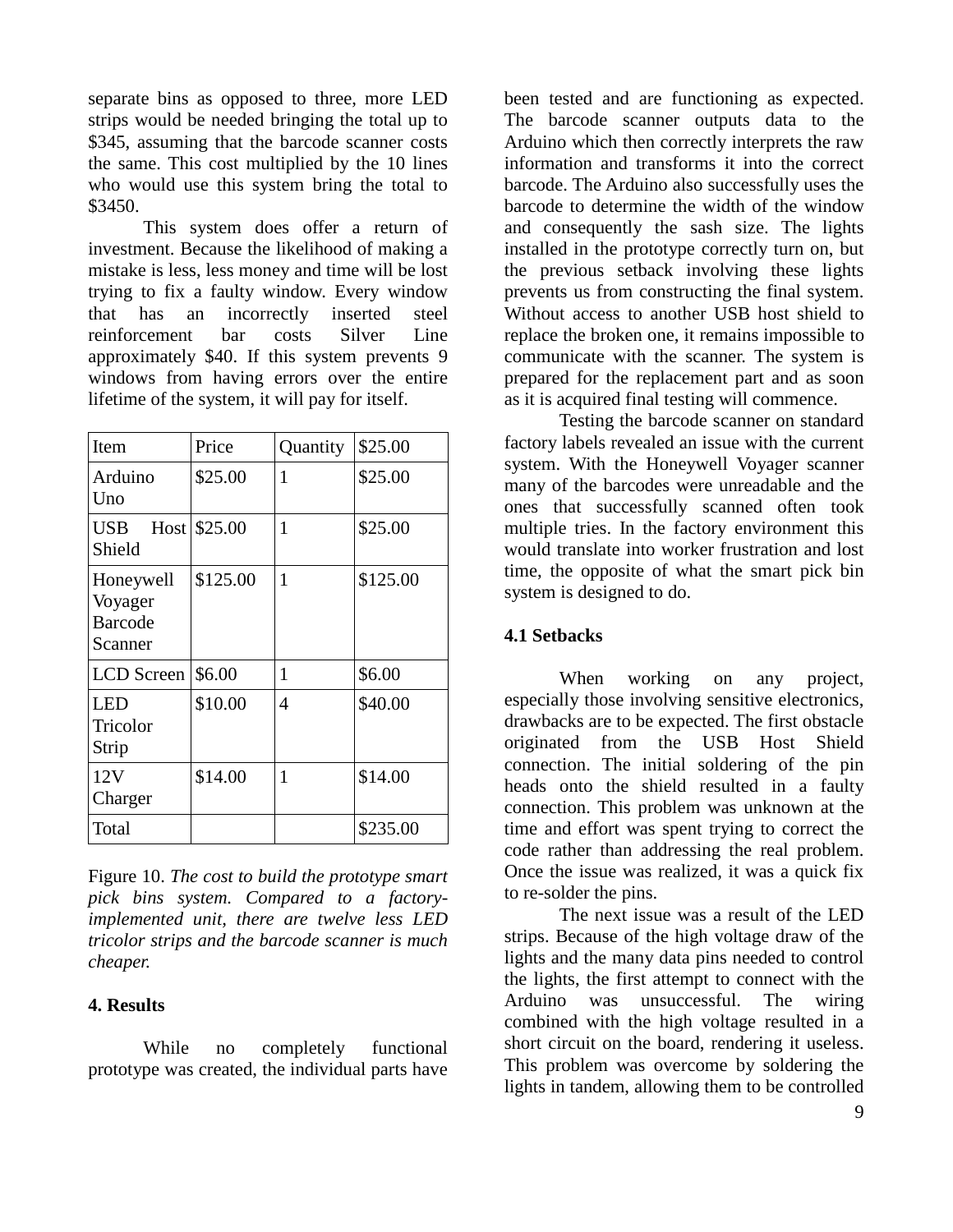separate bins as opposed to three, more LED strips would be needed bringing the total up to $345, assuming that the barcode scanner costs the same. This cost multiplied by the 10 lines who would use this system bring the total to $3450.

This system does offer a return of investment. Because the likelihood of making a mistake is less, less money and time will be lost trying to fix a faulty window. Every window that has an incorrectly inserted steel reinforcement bar costs Silver Line approximately $40. If this system prevents 9 windows from having errors over the entire lifetime of the system, it will pay for itself.

| Item | Price | Quantity | $25.00 |
| --- | --- | --- | --- |
| Arduino Uno | $25.00 | 1 | $25.00 |
| USB Host Shield | $25.00 | 1 | $25.00 |
| Honeywell Voyager Barcode Scanner | $125.00 | 1 | $125.00 |
| LCD Screen | $6.00 | 1 | $6.00 |
| LED Tricolor Strip | $10.00 | 4 | $40.00 |
| 12V Charger | $14.00 | 1 | $14.00 |
| Total | | | $235.00 |

Figure 10. *The cost to build the prototype smart pick bins system. Compared to a factory-implemented unit, there are twelve less LED tricolor strips and the barcode scanner is much cheaper.*

**4. Results**

While no completely functional prototype was created, the individual parts have been tested and are functioning as expected. The barcode scanner outputs data to the Arduino which then correctly interprets the raw information and transforms it into the correct barcode. The Arduino also successfully uses the barcode to determine the width of the window and consequently the sash size. The lights installed in the prototype correctly turn on, but the previous setback involving these lights prevents us from constructing the final system. Without access to another USB host shield to replace the broken one, it remains impossible to communicate with the scanner. The system is prepared for the replacement part and as soon as it is acquired final testing will commence.

Testing the barcode scanner on standard factory labels revealed an issue with the current system. With the Honeywell Voyager scanner many of the barcodes were unreadable and the ones that successfully scanned often took multiple tries. In the factory environment this would translate into worker frustration and lost time, the opposite of what the smart pick bin system is designed to do.

**4.1 Setbacks**

When working on any project, especially those involving sensitive electronics, drawbacks are to be expected. The first obstacle originated from the USB Host Shield connection. The initial soldering of the pin heads onto the shield resulted in a faulty connection. This problem was unknown at the time and effort was spent trying to correct the code rather than addressing the real problem. Once the issue was realized, it was a quick fix to re-solder the pins.

The next issue was a result of the LED strips. Because of the high voltage draw of the lights and the many data pins needed to control the lights, the first attempt to connect with the Arduino was unsuccessful. The wiring combined with the high voltage resulted in a short circuit on the board, rendering it useless. This problem was overcome by soldering the lights in tandem, allowing them to be controlled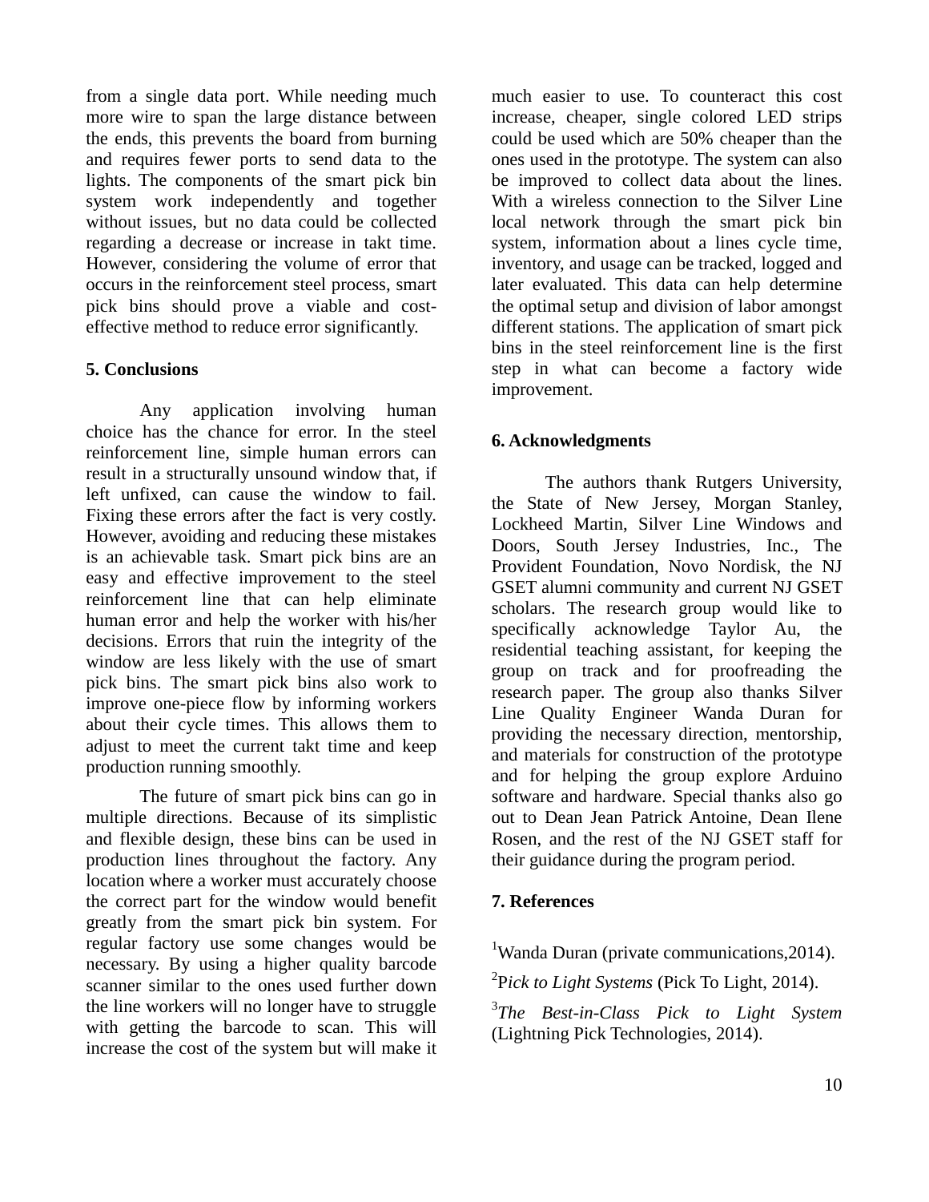from a single data port. While needing much more wire to span the large distance between the ends, this prevents the board from burning and requires fewer ports to send data to the lights. The components of the smart pick bin system work independently and together without issues, but no data could be collected regarding a decrease or increase in takt time. However, considering the volume of error that occurs in the reinforcement steel process, smart pick bins should prove a viable and cost-effective method to reduce error significantly.

## 5. Conclusions

Any application involving human choice has the chance for error. In the steel reinforcement line, simple human errors can result in a structurally unsound window that, if left unfixed, can cause the window to fail. Fixing these errors after the fact is very costly. However, avoiding and reducing these mistakes is an achievable task. Smart pick bins are an easy and effective improvement to the steel reinforcement line that can help eliminate human error and help the worker with his/her decisions. Errors that ruin the integrity of the window are less likely with the use of smart pick bins. The smart pick bins also work to improve one-piece flow by informing workers about their cycle times. This allows them to adjust to meet the current takt time and keep production running smoothly.

The future of smart pick bins can go in multiple directions. Because of its simplistic and flexible design, these bins can be used in production lines throughout the factory. Any location where a worker must accurately choose the correct part for the window would benefit greatly from the smart pick bin system. For regular factory use some changes would be necessary. By using a higher quality barcode scanner similar to the ones used further down the line workers will no longer have to struggle with getting the barcode to scan. This will increase the cost of the system but will make it much easier to use. To counteract this cost increase, cheaper, single colored LED strips could be used which are 50% cheaper than the ones used in the prototype. The system can also be improved to collect data about the lines. With a wireless connection to the Silver Line local network through the smart pick bin system, information about a lines cycle time, inventory, and usage can be tracked, logged and later evaluated. This data can help determine the optimal setup and division of labor amongst different stations. The application of smart pick bins in the steel reinforcement line is the first step in what can become a factory wide improvement.

## 6. Acknowledgments

The authors thank Rutgers University, the State of New Jersey, Morgan Stanley, Lockheed Martin, Silver Line Windows and Doors, South Jersey Industries, Inc., The Provident Foundation, Novo Nordisk, the NJ GSET alumni community and current NJ GSET scholars. The research group would like to specifically acknowledge Taylor Au, the residential teaching assistant, for keeping the group on track and for proofreading the research paper. The group also thanks Silver Line Quality Engineer Wanda Duran for providing the necessary direction, mentorship, and materials for construction of the prototype and for helping the group explore Arduino software and hardware. Special thanks also go out to Dean Jean Patrick Antoine, Dean Ilene Rosen, and the rest of the NJ GSET staff for their guidance during the program period.

## 7. References

[1] Wanda Duran (private communications,2014).

[2] P*ick to Light Systems* (Pick To Light, 2014).

[3] *The Best-in-Class Pick to Light System* (Lightning Pick Technologies, 2014).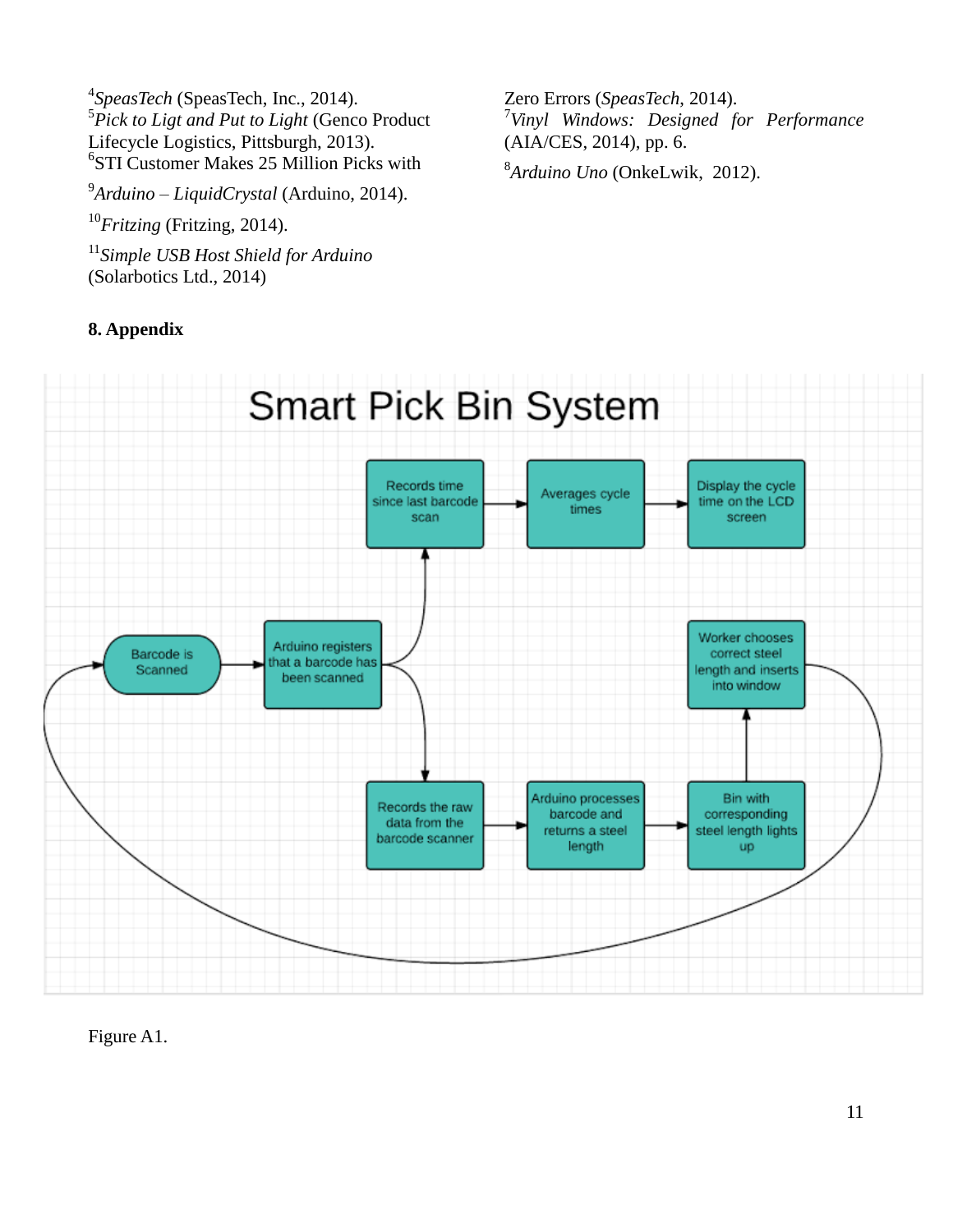[4]*SpeasTech* (SpeasTech, Inc., 2014).
[5]*Pick to Ligt and Put to Light* (Genco Product Lifecycle Logistics, Pittsburgh, 2013).
[6]STI Customer Makes 25 Million Picks with Zero Errors (*SpeasTech*, 2014).
[7]*Vinyl Windows: Designed for Performance* (AIA/CES, 2014), pp. 6.

[8]*Arduino Uno* (OnkeLwik, 2012).

[9]*Arduino – LiquidCrystal* (Arduino, 2014).

[10]*Fritzing* (Fritzing, 2014).

[11]*Simple USB Host Shield for Arduino* (Solarbotics Ltd., 2014)

**8. Appendix**

Smart Pick Bin System

- Barcode is Scanned
- Arduino registers that a barcode has been scanned
- Records time since last barcode scan
- Averages cycle times
- Display the cycle time on the LCD screen
- Records the raw data from the barcode scanner
- Arduino processes barcode and returns a steel length
- Bin with corresponding steel length lights up
- Worker chooses correct steel length and inserts into window

Figure A1.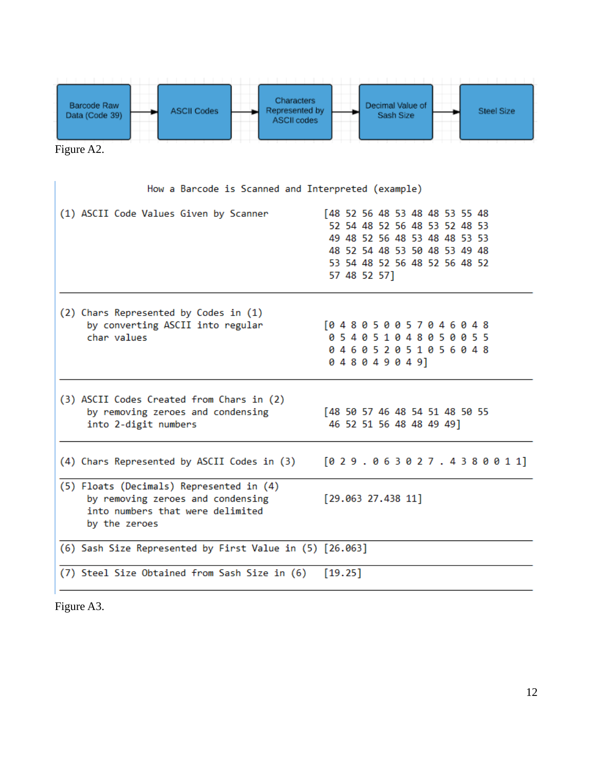Barcode Raw Data (Code 39) → ASCII Codes → Characters Represented by ASCII codes → Decimal Value of Sash Size → Steel Size

Figure A2.

| How a Barcode is Scanned and Interpreted (example) | |
|---|---|
| (1) ASCII Code Values Given by Scanner | [48 52 56 48 53 48 48 53 55 48 52 54 48 52 56 48 53 52 48 53 49 48 52 56 48 53 48 48 53 53 48 52 54 48 53 50 48 53 49 48 53 54 48 52 56 48 52 56 48 52 57 48 52 57] |
| (2) Chars Represented by Codes in (1) by converting ASCII into regular char values | [0 4 8 0 5 0 0 5 7 0 4 6 0 4 8 0 5 4 0 5 1 0 4 8 0 5 0 0 5 5 0 4 6 0 5 2 0 5 1 0 5 6 0 4 8 0 4 8 0 4 9 0 4 9] |
| (3) ASCII Codes Created from Chars in (2) by removing zeroes and condensing into 2-digit numbers | [48 50 57 46 48 54 51 48 50 55 46 52 51 56 48 48 49 49] |
| (4) Chars Represented by ASCII Codes in (3) | [0 2 9 . 0 6 3 0 2 7 . 4 3 8 0 0 1 1] |
| (5) Floats (Decimals) Represented in (4) by removing zeroes and condensing into numbers that were delimited by the zeroes | [29.063 27.438 11] |
| (6) Sash Size Represented by First Value in (5) | [26.063] |
| (7) Steel Size Obtained from Sash Size in (6) | [19.25] |

Figure A3.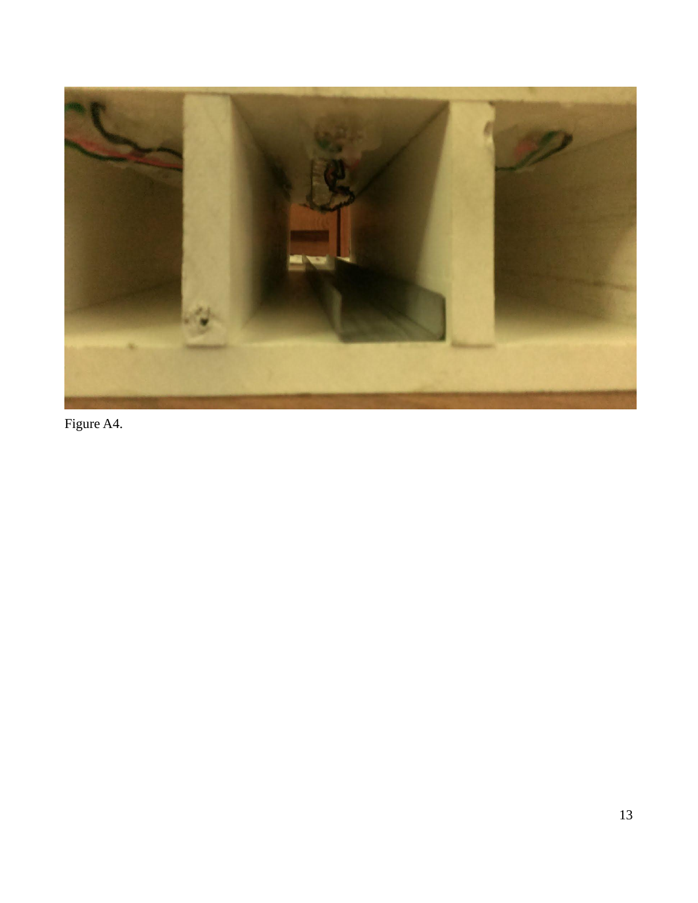Figure A4.